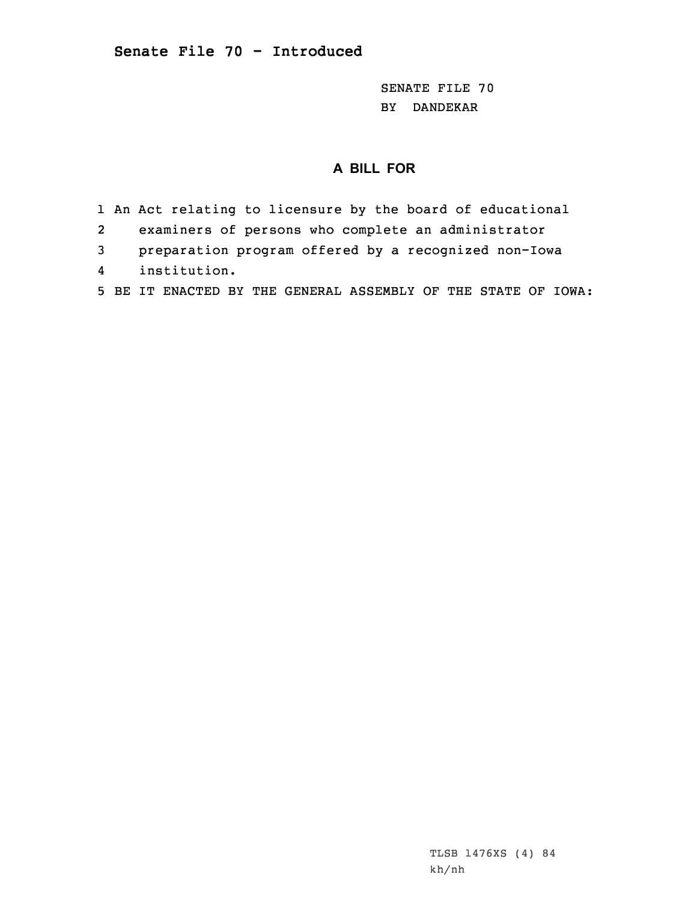**Senate File 70 - Introduced**

SENATE FILE 70
BY DANDEKAR

## A BILL FOR

1 An Act relating to licensure by the board of educational
2 examiners of persons who complete an administrator
3 preparation program offered by a recognized non-Iowa
4 institution.
5 BE IT ENACTED BY THE GENERAL ASSEMBLY OF THE STATE OF IOWA:

TLSB 1476XS (4) 84
kh/nh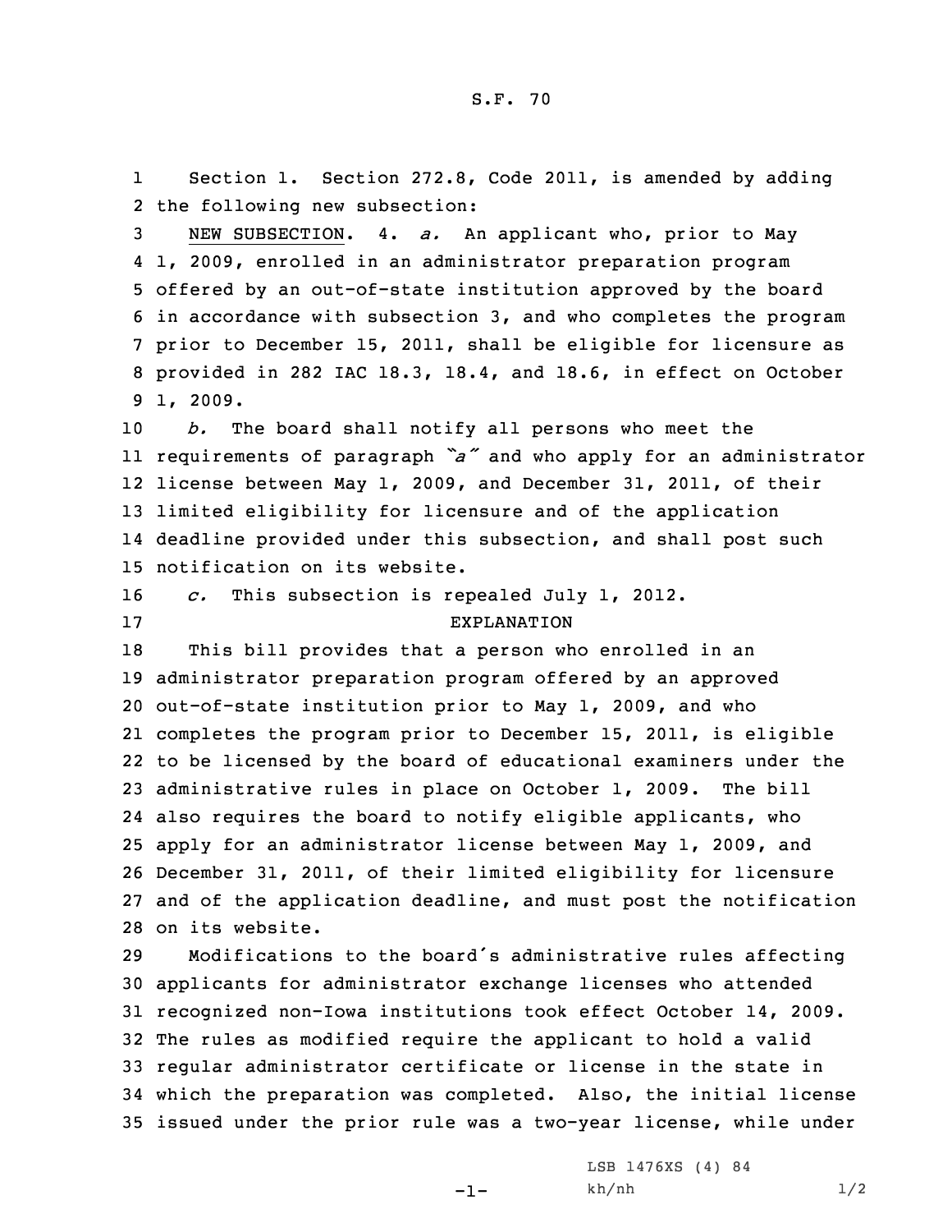S.F. 70

Section 1. Section 272.8, Code 2011, is amended by adding the following new subsection:

NEW SUBSECTION. 4. *a.* An applicant who, prior to May 1, 2009, enrolled in an administrator preparation program offered by an out-of-state institution approved by the board in accordance with subsection 3, and who completes the program prior to December 15, 2011, shall be eligible for licensure as provided in 282 IAC 18.3, 18.4, and 18.6, in effect on October 1, 2009.

*b.* The board shall notify all persons who meet the requirements of paragraph *"a"* and who apply for an administrator license between May 1, 2009, and December 31, 2011, of their limited eligibility for licensure and of the application deadline provided under this subsection, and shall post such notification on its website.

*c.* This subsection is repealed July 1, 2012.

EXPLANATION

This bill provides that a person who enrolled in an administrator preparation program offered by an approved out-of-state institution prior to May 1, 2009, and who completes the program prior to December 15, 2011, is eligible to be licensed by the board of educational examiners under the administrative rules in place on October 1, 2009. The bill also requires the board to notify eligible applicants, who apply for an administrator license between May 1, 2009, and December 31, 2011, of their limited eligibility for licensure and of the application deadline, and must post the notification on its website.

Modifications to the board's administrative rules affecting applicants for administrator exchange licenses who attended recognized non-Iowa institutions took effect October 14, 2009. The rules as modified require the applicant to hold a valid regular administrator certificate or license in the state in which the preparation was completed. Also, the initial license issued under the prior rule was a two-year license, while under

LSB 1476XS (4) 84
kh/nh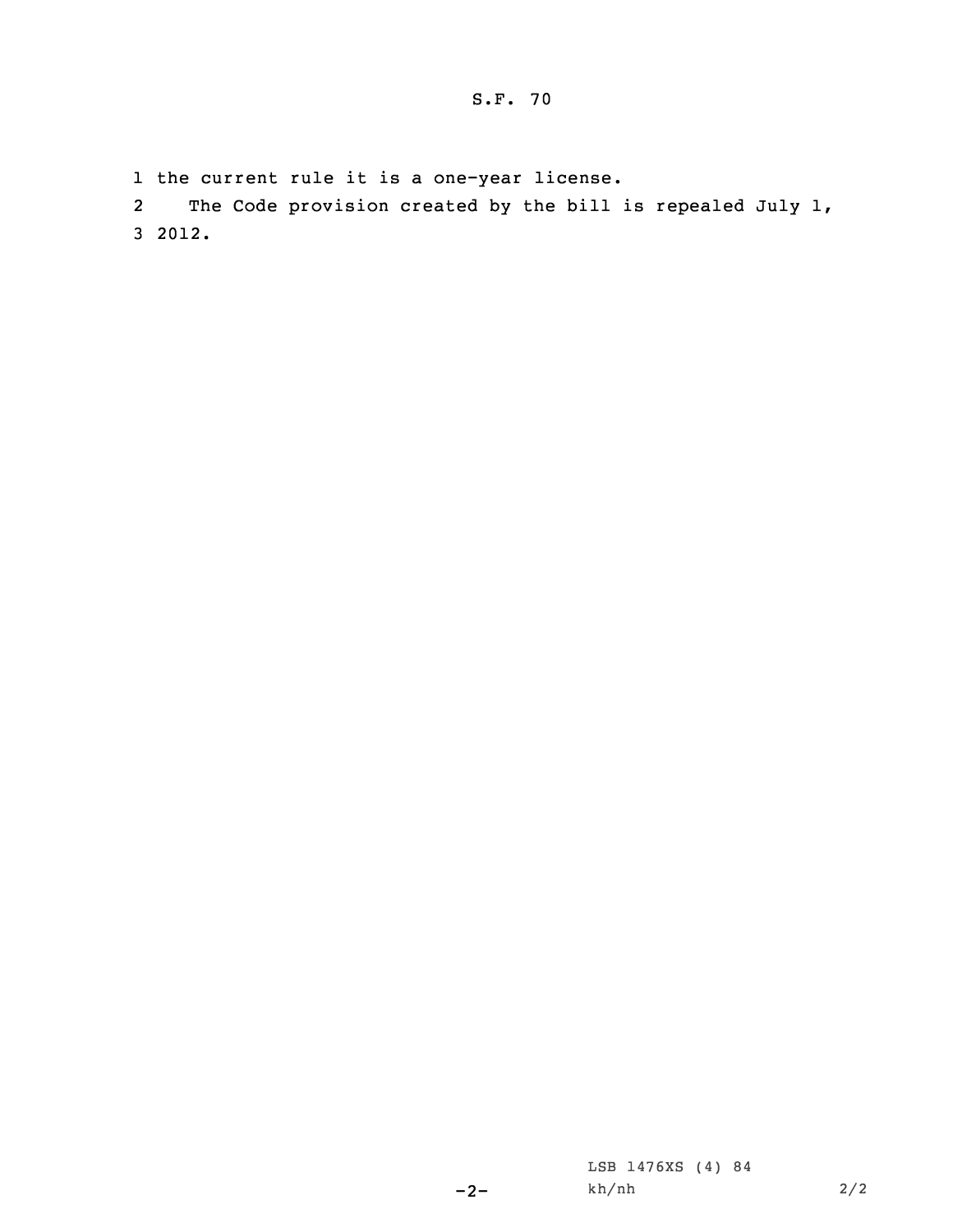the current rule it is a one-year license.

The Code provision created by the bill is repealed July 1, 2012.

LSB 1476XS (4) 84
kh/nh